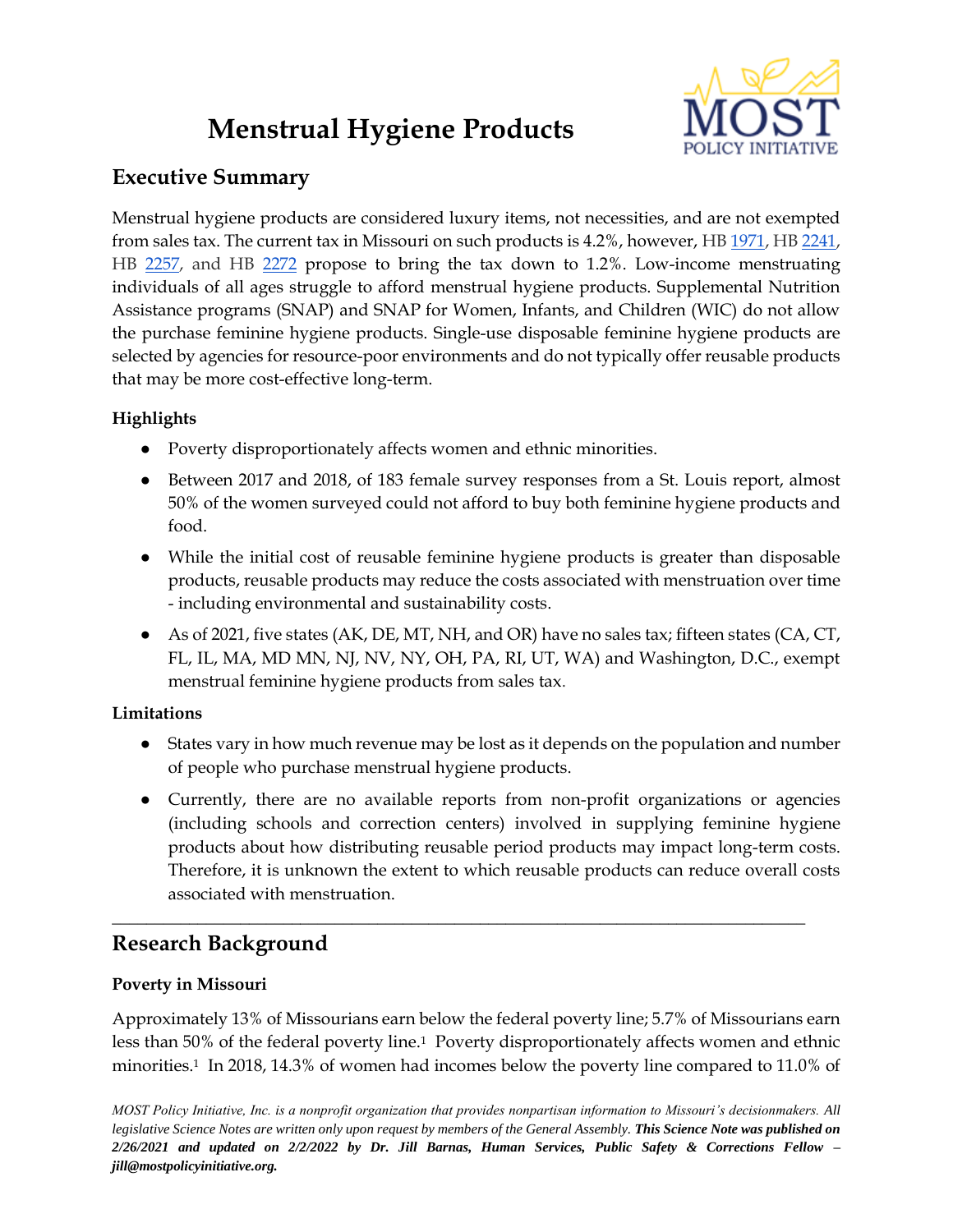# Menstrual Hygiene Products

## Executive Summary

Menstrual hygiene products are considered luxury items, not necessities, and are not exempted from sales tax. The current tax in Missouri on such products is 4.2%, however, HB 1971, HB 2241, HB 2257, and HB 2272 propose to bring the tax down to 1.2%. Low-income menstruating individuals of all ages struggle to afford menstrual hygiene products. Supplemental Nutrition Assistance programs (SNAP) and SNAP for Women, Infants, and Children (WIC) do not allow the purchase feminine hygiene products. Single-use disposable feminine hygiene products are selected by agencies for resource-poor environments and do not typically offer reusable products that may be more cost-effective long-term.

### Highlights

- Poverty disproportionately affects women and ethnic minorities.
- Between 2017 and 2018, of 183 female survey responses from a St. Louis report, almost 50% of the women surveyed could not afford to buy both feminine hygiene products and food.
- While the initial cost of reusable feminine hygiene products is greater than disposable products, reusable products may reduce the costs associated with menstruation over time - including environmental and sustainability costs.
- As of 2021, five states (AK, DE, MT, NH, and OR) have no sales tax; fifteen states (CA, CT, FL, IL, MA, MD MN, NJ, NV, NY, OH, PA, RI, UT, WA) and Washington, D.C., exempt menstrual feminine hygiene products from sales tax.

### Limitations

- States vary in how much revenue may be lost as it depends on the population and number of people who purchase menstrual hygiene products.
- Currently, there are no available reports from non-profit organizations or agencies (including schools and correction centers) involved in supplying feminine hygiene products about how distributing reusable period products may impact long-term costs. Therefore, it is unknown the extent to which reusable products can reduce overall costs associated with menstruation.

---

## Research Background

### Poverty in Missouri

Approximately 13% of Missourians earn below the federal poverty line; 5.7% of Missourians earn less than 50% of the federal poverty line.[1] Poverty disproportionately affects women and ethnic minorities.[1] In 2018, 14.3% of women had incomes below the poverty line compared to 11.0% of

*MOST Policy Initiative, Inc. is a nonprofit organization that provides nonpartisan information to Missouri's decisionmakers. All legislative Science Notes are written only upon request by members of the General Assembly.* ***This Science Note was published on 2/26/2021 and updated on 2/2/2022 by Dr. Jill Barnas, Human Services, Public Safety & Corrections Fellow – jill@mostpolicyinitiative.org.***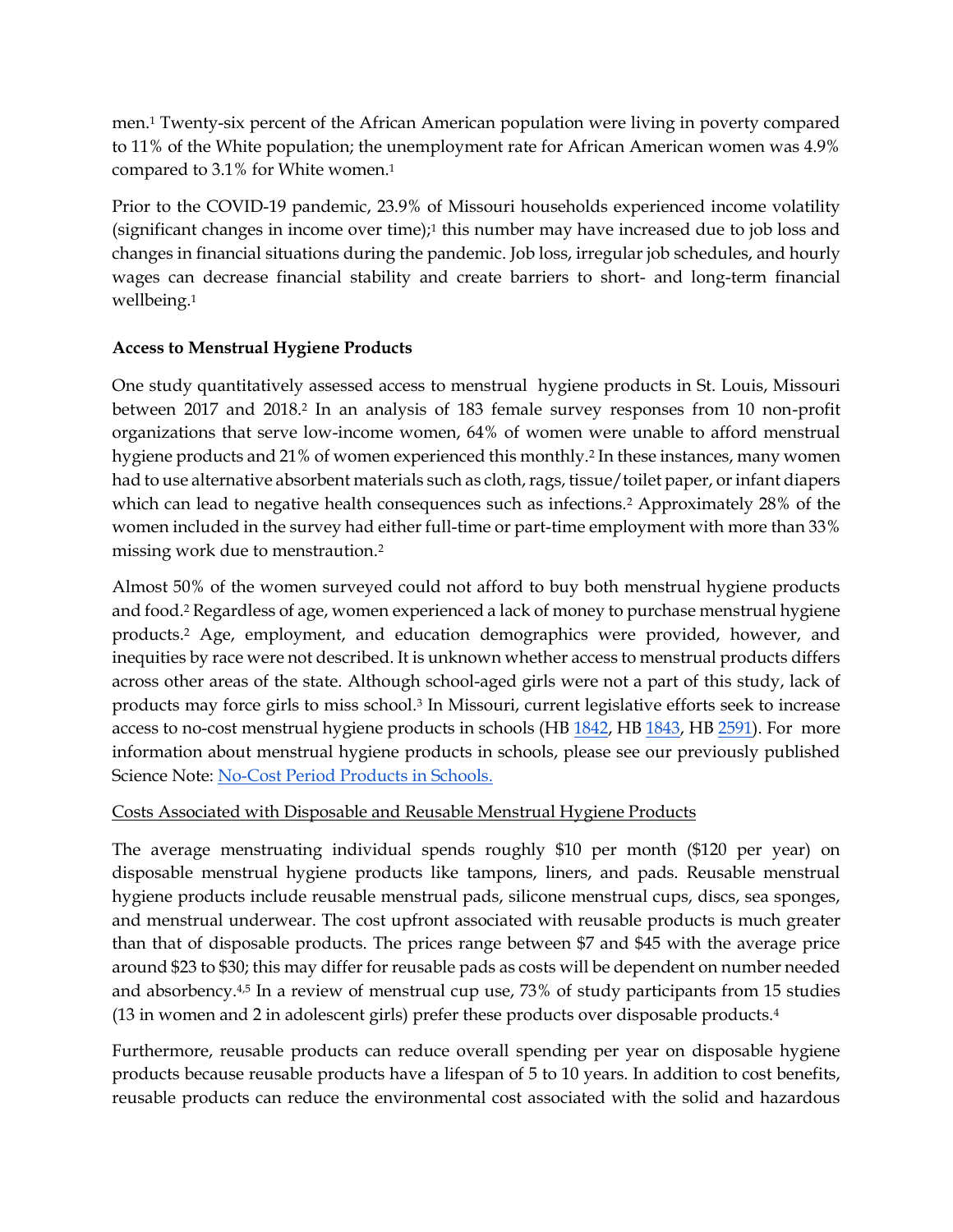men.[1] Twenty-six percent of the African American population were living in poverty compared to 11% of the White population; the unemployment rate for African American women was 4.9% compared to 3.1% for White women.[1]

Prior to the COVID-19 pandemic, 23.9% of Missouri households experienced income volatility (significant changes in income over time);[1] this number may have increased due to job loss and changes in financial situations during the pandemic. Job loss, irregular job schedules, and hourly wages can decrease financial stability and create barriers to short- and long-term financial wellbeing.[1]

**Access to Menstrual Hygiene Products**

One study quantitatively assessed access to menstrual hygiene products in St. Louis, Missouri between 2017 and 2018.[2] In an analysis of 183 female survey responses from 10 non-profit organizations that serve low-income women, 64% of women were unable to afford menstrual hygiene products and 21% of women experienced this monthly.[2] In these instances, many women had to use alternative absorbent materials such as cloth, rags, tissue/toilet paper, or infant diapers which can lead to negative health consequences such as infections.[2] Approximately 28% of the women included in the survey had either full-time or part-time employment with more than 33% missing work due to menstraution.[2]

Almost 50% of the women surveyed could not afford to buy both menstrual hygiene products and food.[2] Regardless of age, women experienced a lack of money to purchase menstrual hygiene products.[2] Age, employment, and education demographics were provided, however, and inequities by race were not described. It is unknown whether access to menstrual products differs across other areas of the state. Although school-aged girls were not a part of this study, lack of products may force girls to miss school.[3] In Missouri, current legislative efforts seek to increase access to no-cost menstrual hygiene products in schools (HB 1842, HB 1843, HB 2591). For more information about menstrual hygiene products in schools, please see our previously published Science Note: No-Cost Period Products in Schools.

Costs Associated with Disposable and Reusable Menstrual Hygiene Products

The average menstruating individual spends roughly $10 per month ($120 per year) on disposable menstrual hygiene products like tampons, liners, and pads. Reusable menstrual hygiene products include reusable menstrual pads, silicone menstrual cups, discs, sea sponges, and menstrual underwear. The cost upfront associated with reusable products is much greater than that of disposable products. The prices range between $7 and $45 with the average price around $23 to $30; this may differ for reusable pads as costs will be dependent on number needed and absorbency.[4,5] In a review of menstrual cup use, 73% of study participants from 15 studies (13 in women and 2 in adolescent girls) prefer these products over disposable products.[4]

Furthermore, reusable products can reduce overall spending per year on disposable hygiene products because reusable products have a lifespan of 5 to 10 years. In addition to cost benefits, reusable products can reduce the environmental cost associated with the solid and hazardous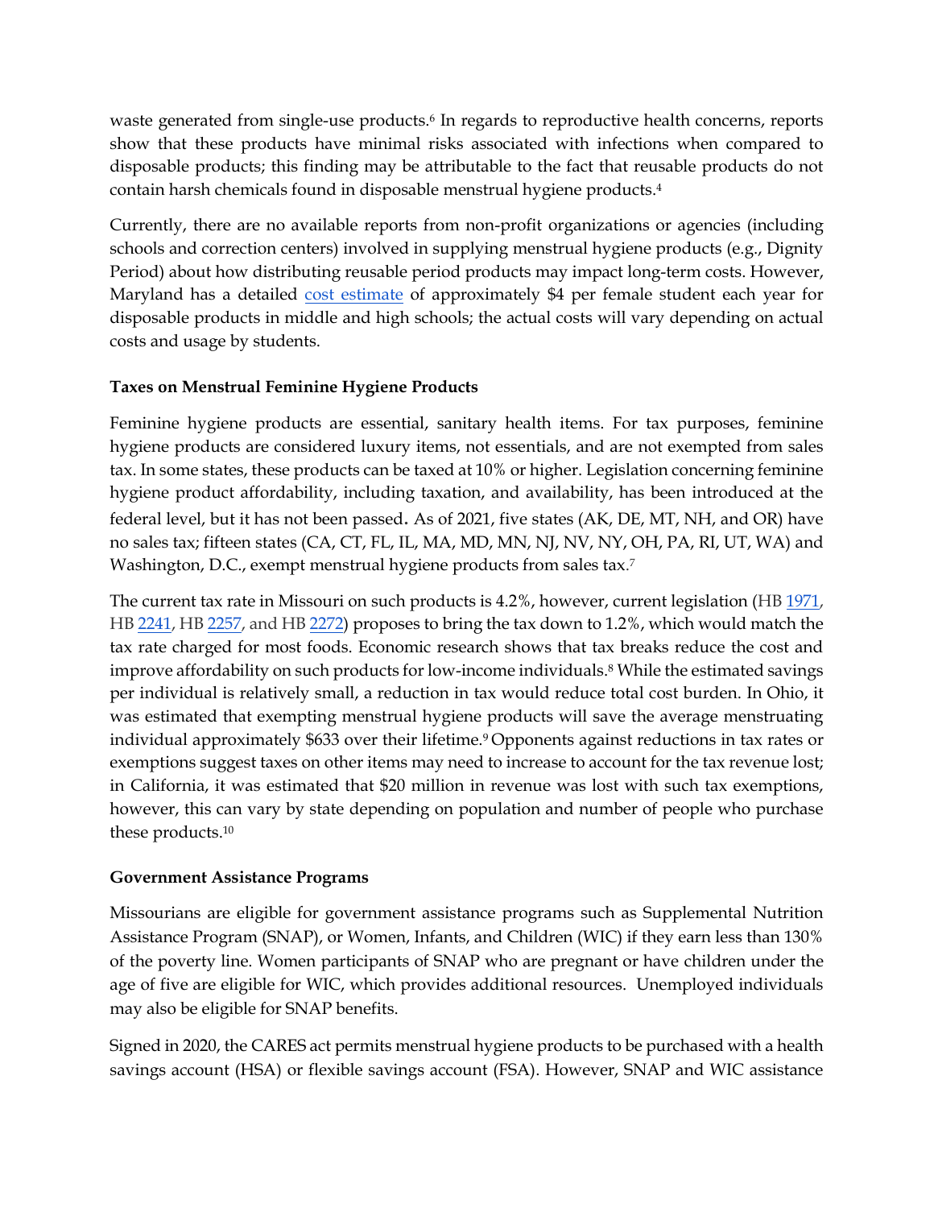waste generated from single-use products.[6] In regards to reproductive health concerns, reports show that these products have minimal risks associated with infections when compared to disposable products; this finding may be attributable to the fact that reusable products do not contain harsh chemicals found in disposable menstrual hygiene products.[4]

Currently, there are no available reports from non-profit organizations or agencies (including schools and correction centers) involved in supplying menstrual hygiene products (e.g., Dignity Period) about how distributing reusable period products may impact long-term costs. However, Maryland has a detailed cost estimate of approximately $4 per female student each year for disposable products in middle and high schools; the actual costs will vary depending on actual costs and usage by students.

**Taxes on Menstrual Feminine Hygiene Products**

Feminine hygiene products are essential, sanitary health items. For tax purposes, feminine hygiene products are considered luxury items, not essentials, and are not exempted from sales tax. In some states, these products can be taxed at 10% or higher. Legislation concerning feminine hygiene product affordability, including taxation, and availability, has been introduced at the federal level, but it has not been passed. As of 2021, five states (AK, DE, MT, NH, and OR) have no sales tax; fifteen states (CA, CT, FL, IL, MA, MD, MN, NJ, NV, NY, OH, PA, RI, UT, WA) and Washington, D.C., exempt menstrual hygiene products from sales tax.[7]

The current tax rate in Missouri on such products is 4.2%, however, current legislation (HB 1971, HB 2241, HB 2257, and HB 2272) proposes to bring the tax down to 1.2%, which would match the tax rate charged for most foods. Economic research shows that tax breaks reduce the cost and improve affordability on such products for low-income individuals.[8] While the estimated savings per individual is relatively small, a reduction in tax would reduce total cost burden. In Ohio, it was estimated that exempting menstrual hygiene products will save the average menstruating individual approximately $633 over their lifetime.[9] Opponents against reductions in tax rates or exemptions suggest taxes on other items may need to increase to account for the tax revenue lost; in California, it was estimated that $20 million in revenue was lost with such tax exemptions, however, this can vary by state depending on population and number of people who purchase these products.[10]

**Government Assistance Programs**

Missourians are eligible for government assistance programs such as Supplemental Nutrition Assistance Program (SNAP), or Women, Infants, and Children (WIC) if they earn less than 130% of the poverty line. Women participants of SNAP who are pregnant or have children under the age of five are eligible for WIC, which provides additional resources. Unemployed individuals may also be eligible for SNAP benefits.

Signed in 2020, the CARES act permits menstrual hygiene products to be purchased with a health savings account (HSA) or flexible savings account (FSA). However, SNAP and WIC assistance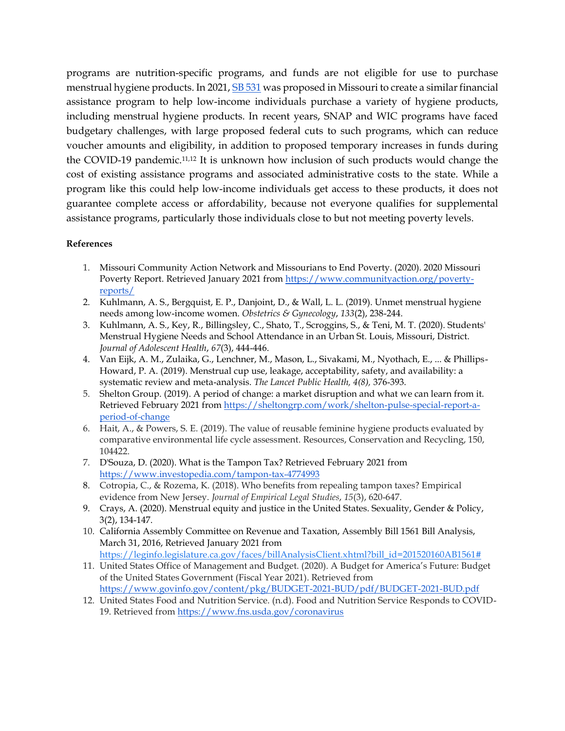programs are nutrition-specific programs, and funds are not eligible for use to purchase menstrual hygiene products. In 2021, [SB 531](SB 531) was proposed in Missouri to create a similar financial assistance program to help low-income individuals purchase a variety of hygiene products, including menstrual hygiene products. In recent years, SNAP and WIC programs have faced budgetary challenges, with large proposed federal cuts to such programs, which can reduce voucher amounts and eligibility, in addition to proposed temporary increases in funds during the COVID-19 pandemic.[11,12] It is unknown how inclusion of such products would change the cost of existing assistance programs and associated administrative costs to the state. While a program like this could help low-income individuals get access to these products, it does not guarantee complete access or affordability, because not everyone qualifies for supplemental assistance programs, particularly those individuals close to but not meeting poverty levels.

**References**

1. Missouri Community Action Network and Missourians to End Poverty. (2020). 2020 Missouri Poverty Report. Retrieved January 2021 from https://www.communityaction.org/poverty-reports/
2. Kuhlmann, A. S., Bergquist, E. P., Danjoint, D., & Wall, L. L. (2019). Unmet menstrual hygiene needs among low-income women. *Obstetrics & Gynecology*, *133*(2), 238-244.
3. Kuhlmann, A. S., Key, R., Billingsley, C., Shato, T., Scroggins, S., & Teni, M. T. (2020). Students' Menstrual Hygiene Needs and School Attendance in an Urban St. Louis, Missouri, District. *Journal of Adolescent Health*, *67*(3), 444-446.
4. Van Eijk, A. M., Zulaika, G., Lenchner, M., Mason, L., Sivakami, M., Nyothach, E., ... & Phillips-Howard, P. A. (2019). Menstrual cup use, leakage, acceptability, safety, and availability: a systematic review and meta-analysis. *The Lancet Public Health, 4(8),* 376-393.
5. Shelton Group. (2019). A period of change: a market disruption and what we can learn from it. Retrieved February 2021 from https://sheltongrp.com/work/shelton-pulse-special-report-a-period-of-change
6. Hait, A., & Powers, S. E. (2019). The value of reusable feminine hygiene products evaluated by comparative environmental life cycle assessment. Resources, Conservation and Recycling, 150, 104422.
7. D'Souza, D. (2020). What is the Tampon Tax? Retrieved February 2021 from https://www.investopedia.com/tampon-tax-4774993
8. Cotropia, C., & Rozema, K. (2018). Who benefits from repealing tampon taxes? Empirical evidence from New Jersey. *Journal of Empirical Legal Studies*, *15*(3), 620-647.
9. Crays, A. (2020). Menstrual equity and justice in the United States. Sexuality, Gender & Policy, 3(2), 134-147.
10. California Assembly Committee on Revenue and Taxation, Assembly Bill 1561 Bill Analysis, March 31, 2016, Retrieved January 2021 from https://leginfo.legislature.ca.gov/faces/billAnalysisClient.xhtml?bill_id=201520160AB1561#
11. United States Office of Management and Budget. (2020). A Budget for America's Future: Budget of the United States Government (Fiscal Year 2021). Retrieved from https://www.govinfo.gov/content/pkg/BUDGET-2021-BUD/pdf/BUDGET-2021-BUD.pdf
12. United States Food and Nutrition Service. (n.d). Food and Nutrition Service Responds to COVID-19. Retrieved from https://www.fns.usda.gov/coronavirus